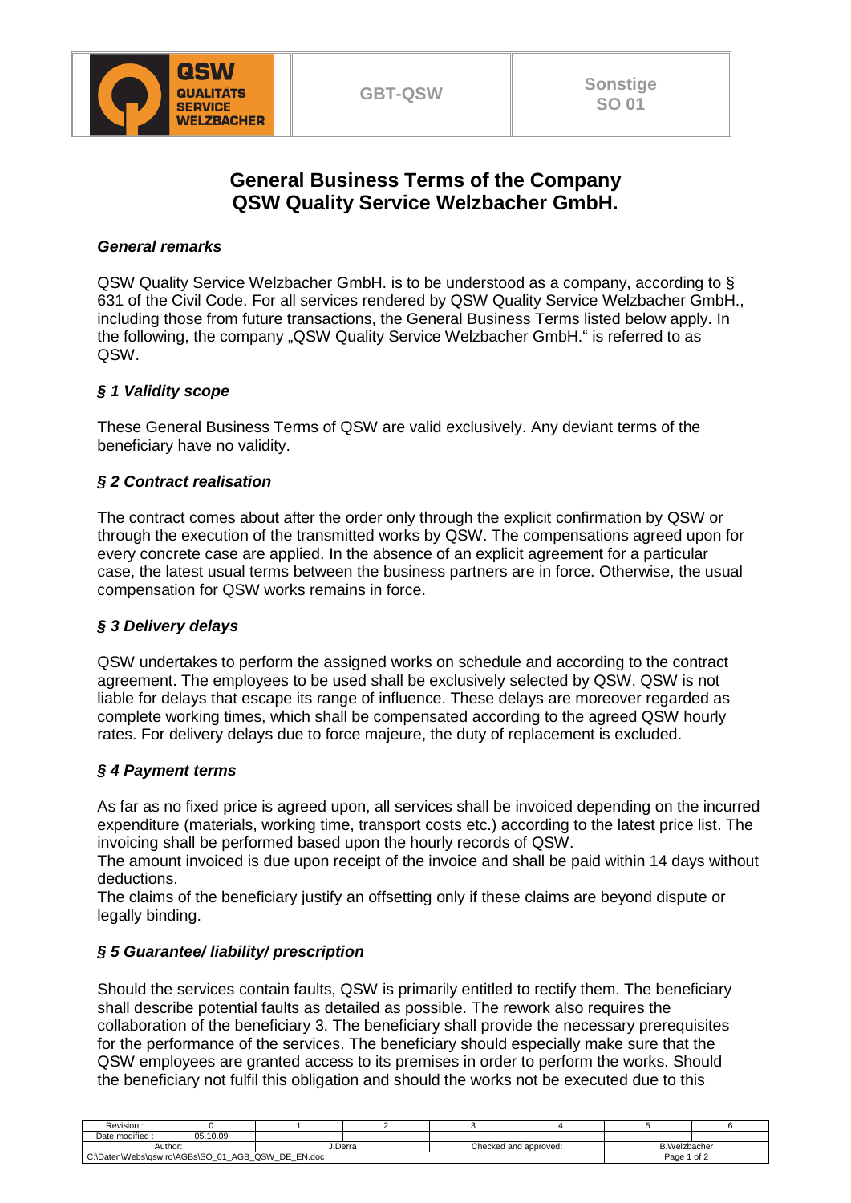# General Business Terms of the Company QSW Quality Service Welzbacher GmbH.

***General remarks***

QSW Quality Service Welzbacher GmbH. is to be understood as a company, according to § 631 of the Civil Code. For all services rendered by QSW Quality Service Welzbacher GmbH., including those from future transactions, the General Business Terms listed below apply. In the following, the company „QSW Quality Service Welzbacher GmbH." is referred to as QSW.

***§ 1 Validity scope***

These General Business Terms of QSW are valid exclusively. Any deviant terms of the beneficiary have no validity.

***§ 2 Contract realisation***

The contract comes about after the order only through the explicit confirmation by QSW or through the execution of the transmitted works by QSW. The compensations agreed upon for every concrete case are applied. In the absence of an explicit agreement for a particular case, the latest usual terms between the business partners are in force. Otherwise, the usual compensation for QSW works remains in force.

***§ 3 Delivery delays***

QSW undertakes to perform the assigned works on schedule and according to the contract agreement. The employees to be used shall be exclusively selected by QSW. QSW is not liable for delays that escape its range of influence. These delays are moreover regarded as complete working times, which shall be compensated according to the agreed QSW hourly rates. For delivery delays due to force majeure, the duty of replacement is excluded.

***§ 4 Payment terms***

As far as no fixed price is agreed upon, all services shall be invoiced depending on the incurred expenditure (materials, working time, transport costs etc.) according to the latest price list. The invoicing shall be performed based upon the hourly records of QSW.
The amount invoiced is due upon receipt of the invoice and shall be paid within 14 days without deductions.
The claims of the beneficiary justify an offsetting only if these claims are beyond dispute or legally binding.

***§ 5 Guarantee/ liability/ prescription***

Should the services contain faults, QSW is primarily entitled to rectify them. The beneficiary shall describe potential faults as detailed as possible. The rework also requires the collaboration of the beneficiary 3. The beneficiary shall provide the necessary prerequisites for the performance of the services. The beneficiary should especially make sure that the QSW employees are granted access to its premises in order to perform the works. Should the beneficiary not fulfil this obligation and should the works not be executed due to this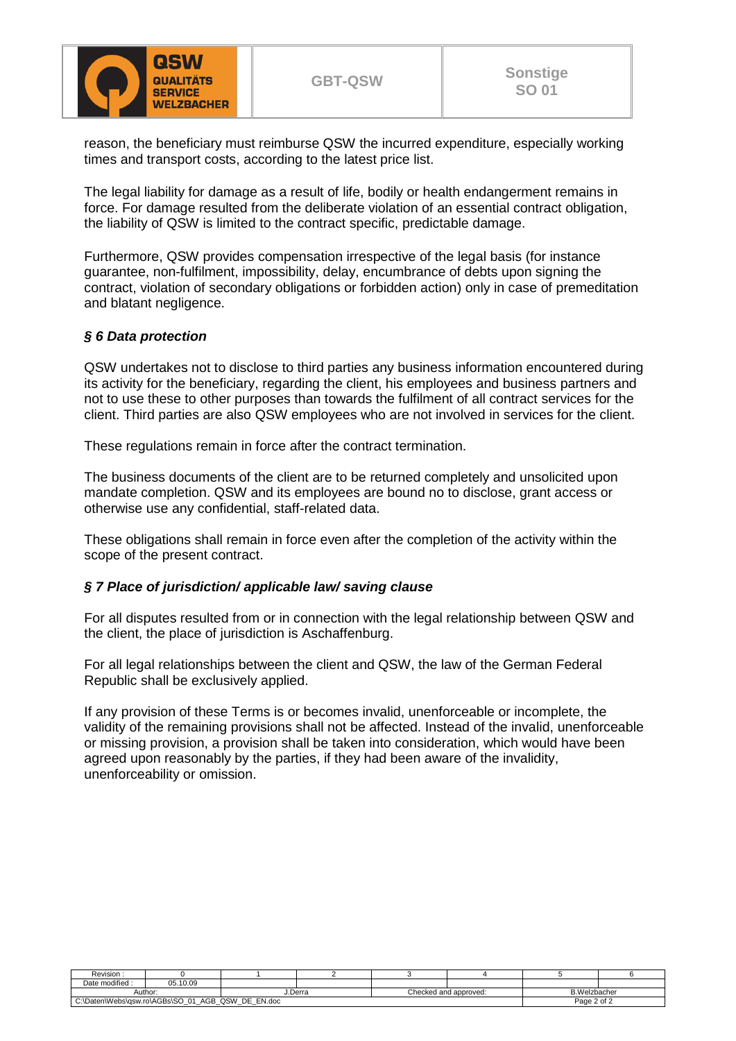reason, the beneficiary must reimburse QSW the incurred expenditure, especially working times and transport costs, according to the latest price list.

The legal liability for damage as a result of life, bodily or health endangerment remains in force. For damage resulted from the deliberate violation of an essential contract obligation, the liability of QSW is limited to the contract specific, predictable damage.

Furthermore, QSW provides compensation irrespective of the legal basis (for instance guarantee, non-fulfilment, impossibility, delay, encumbrance of debts upon signing the contract, violation of secondary obligations or forbidden action) only in case of premeditation and blatant negligence.

### *§ 6 Data protection*

QSW undertakes not to disclose to third parties any business information encountered during its activity for the beneficiary, regarding the client, his employees and business partners and not to use these to other purposes than towards the fulfilment of all contract services for the client. Third parties are also QSW employees who are not involved in services for the client.

These regulations remain in force after the contract termination.

The business documents of the client are to be returned completely and unsolicited upon mandate completion. QSW and its employees are bound no to disclose, grant access or otherwise use any confidential, staff-related data.

These obligations shall remain in force even after the completion of the activity within the scope of the present contract.

### *§ 7 Place of jurisdiction/ applicable law/ saving clause*

For all disputes resulted from or in connection with the legal relationship between QSW and the client, the place of jurisdiction is Aschaffenburg.

For all legal relationships between the client and QSW, the law of the German Federal Republic shall be exclusively applied.

If any provision of these Terms is or becomes invalid, unenforceable or incomplete, the validity of the remaining provisions shall not be affected. Instead of the invalid, unenforceable or missing provision, a provision shall be taken into consideration, which would have been agreed upon reasonably by the parties, if they had been aware of the invalidity, unenforceability or omission.